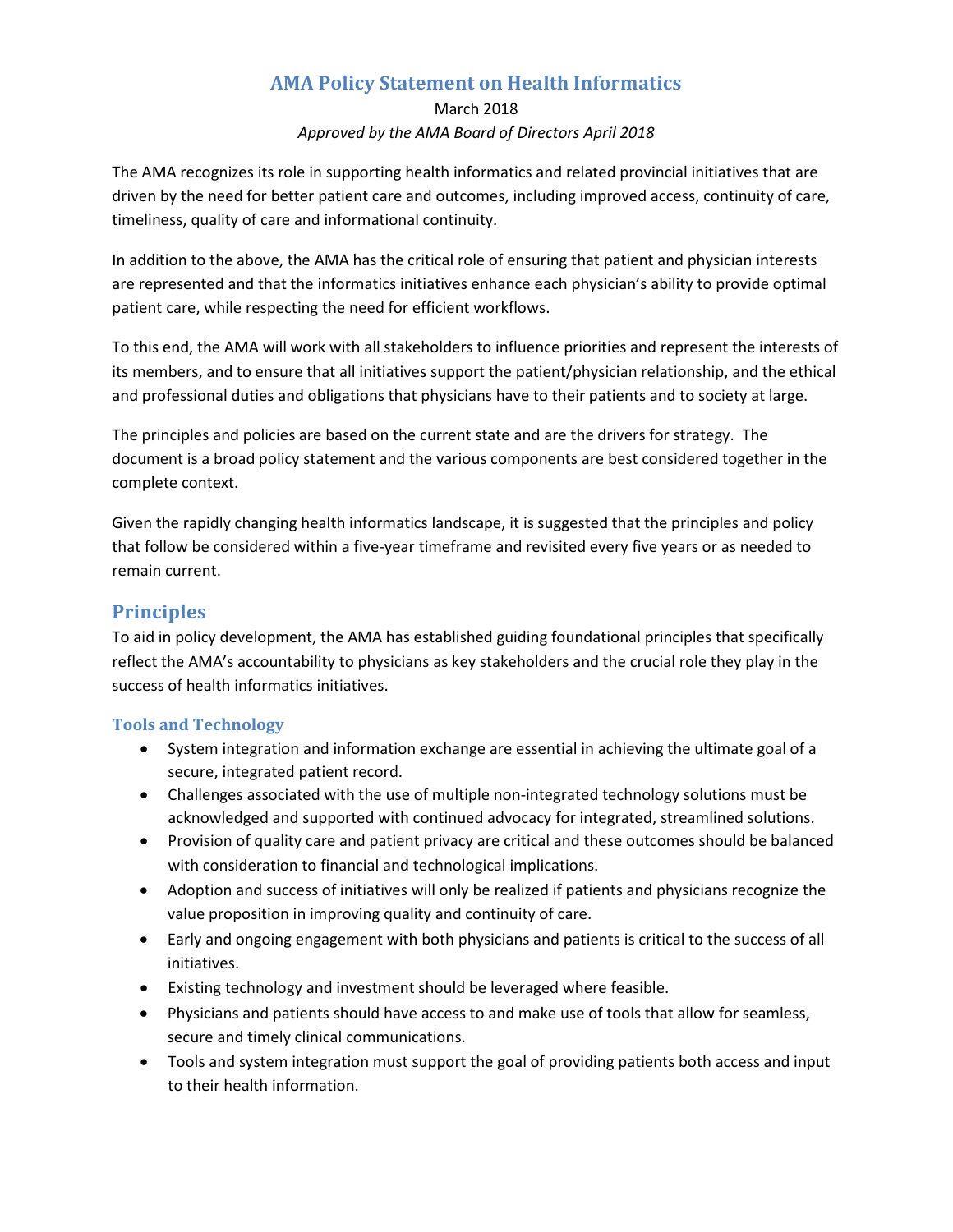# AMA Policy Statement on Health Informatics

March 2018

*Approved by the AMA Board of Directors April 2018*

The AMA recognizes its role in supporting health informatics and related provincial initiatives that are driven by the need for better patient care and outcomes, including improved access, continuity of care, timeliness, quality of care and informational continuity.

In addition to the above, the AMA has the critical role of ensuring that patient and physician interests are represented and that the informatics initiatives enhance each physician's ability to provide optimal patient care, while respecting the need for efficient workflows.

To this end, the AMA will work with all stakeholders to influence priorities and represent the interests of its members, and to ensure that all initiatives support the patient/physician relationship, and the ethical and professional duties and obligations that physicians have to their patients and to society at large.

The principles and policies are based on the current state and are the drivers for strategy. The document is a broad policy statement and the various components are best considered together in the complete context.

Given the rapidly changing health informatics landscape, it is suggested that the principles and policy that follow be considered within a five-year timeframe and revisited every five years or as needed to remain current.

## Principles

To aid in policy development, the AMA has established guiding foundational principles that specifically reflect the AMA's accountability to physicians as key stakeholders and the crucial role they play in the success of health informatics initiatives.

### Tools and Technology

- System integration and information exchange are essential in achieving the ultimate goal of a secure, integrated patient record.
- Challenges associated with the use of multiple non-integrated technology solutions must be acknowledged and supported with continued advocacy for integrated, streamlined solutions.
- Provision of quality care and patient privacy are critical and these outcomes should be balanced with consideration to financial and technological implications.
- Adoption and success of initiatives will only be realized if patients and physicians recognize the value proposition in improving quality and continuity of care.
- Early and ongoing engagement with both physicians and patients is critical to the success of all initiatives.
- Existing technology and investment should be leveraged where feasible.
- Physicians and patients should have access to and make use of tools that allow for seamless, secure and timely clinical communications.
- Tools and system integration must support the goal of providing patients both access and input to their health information.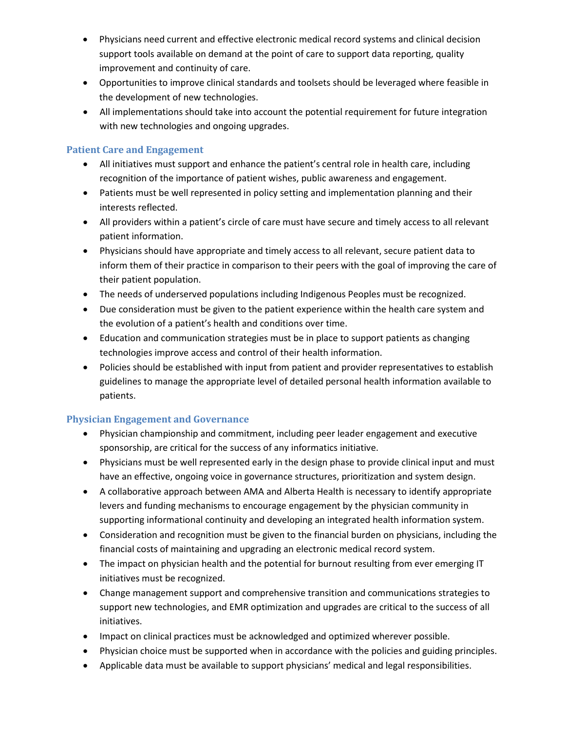- Physicians need current and effective electronic medical record systems and clinical decision support tools available on demand at the point of care to support data reporting, quality improvement and continuity of care.
- Opportunities to improve clinical standards and toolsets should be leveraged where feasible in the development of new technologies.
- All implementations should take into account the potential requirement for future integration with new technologies and ongoing upgrades.

### Patient Care and Engagement

- All initiatives must support and enhance the patient's central role in health care, including recognition of the importance of patient wishes, public awareness and engagement.
- Patients must be well represented in policy setting and implementation planning and their interests reflected.
- All providers within a patient's circle of care must have secure and timely access to all relevant patient information.
- Physicians should have appropriate and timely access to all relevant, secure patient data to inform them of their practice in comparison to their peers with the goal of improving the care of their patient population.
- The needs of underserved populations including Indigenous Peoples must be recognized.
- Due consideration must be given to the patient experience within the health care system and the evolution of a patient's health and conditions over time.
- Education and communication strategies must be in place to support patients as changing technologies improve access and control of their health information.
- Policies should be established with input from patient and provider representatives to establish guidelines to manage the appropriate level of detailed personal health information available to patients.

### Physician Engagement and Governance

- Physician championship and commitment, including peer leader engagement and executive sponsorship, are critical for the success of any informatics initiative.
- Physicians must be well represented early in the design phase to provide clinical input and must have an effective, ongoing voice in governance structures, prioritization and system design.
- A collaborative approach between AMA and Alberta Health is necessary to identify appropriate levers and funding mechanisms to encourage engagement by the physician community in supporting informational continuity and developing an integrated health information system.
- Consideration and recognition must be given to the financial burden on physicians, including the financial costs of maintaining and upgrading an electronic medical record system.
- The impact on physician health and the potential for burnout resulting from ever emerging IT initiatives must be recognized.
- Change management support and comprehensive transition and communications strategies to support new technologies, and EMR optimization and upgrades are critical to the success of all initiatives.
- Impact on clinical practices must be acknowledged and optimized wherever possible.
- Physician choice must be supported when in accordance with the policies and guiding principles.
- Applicable data must be available to support physicians' medical and legal responsibilities.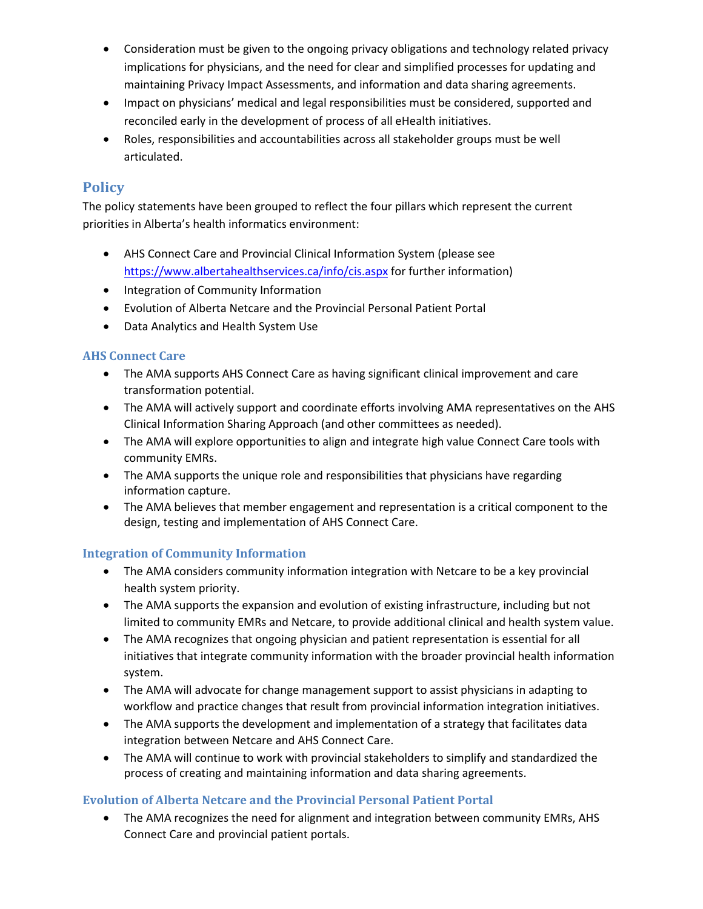- Consideration must be given to the ongoing privacy obligations and technology related privacy implications for physicians, and the need for clear and simplified processes for updating and maintaining Privacy Impact Assessments, and information and data sharing agreements.
- Impact on physicians' medical and legal responsibilities must be considered, supported and reconciled early in the development of process of all eHealth initiatives.
- Roles, responsibilities and accountabilities across all stakeholder groups must be well articulated.

## Policy

The policy statements have been grouped to reflect the four pillars which represent the current priorities in Alberta's health informatics environment:

- AHS Connect Care and Provincial Clinical Information System (please see https://www.albertahealthservices.ca/info/cis.aspx for further information)
- Integration of Community Information
- Evolution of Alberta Netcare and the Provincial Personal Patient Portal
- Data Analytics and Health System Use

### AHS Connect Care

- The AMA supports AHS Connect Care as having significant clinical improvement and care transformation potential.
- The AMA will actively support and coordinate efforts involving AMA representatives on the AHS Clinical Information Sharing Approach (and other committees as needed).
- The AMA will explore opportunities to align and integrate high value Connect Care tools with community EMRs.
- The AMA supports the unique role and responsibilities that physicians have regarding information capture.
- The AMA believes that member engagement and representation is a critical component to the design, testing and implementation of AHS Connect Care.

### Integration of Community Information

- The AMA considers community information integration with Netcare to be a key provincial health system priority.
- The AMA supports the expansion and evolution of existing infrastructure, including but not limited to community EMRs and Netcare, to provide additional clinical and health system value.
- The AMA recognizes that ongoing physician and patient representation is essential for all initiatives that integrate community information with the broader provincial health information system.
- The AMA will advocate for change management support to assist physicians in adapting to workflow and practice changes that result from provincial information integration initiatives.
- The AMA supports the development and implementation of a strategy that facilitates data integration between Netcare and AHS Connect Care.
- The AMA will continue to work with provincial stakeholders to simplify and standardized the process of creating and maintaining information and data sharing agreements.

### Evolution of Alberta Netcare and the Provincial Personal Patient Portal

- The AMA recognizes the need for alignment and integration between community EMRs, AHS Connect Care and provincial patient portals.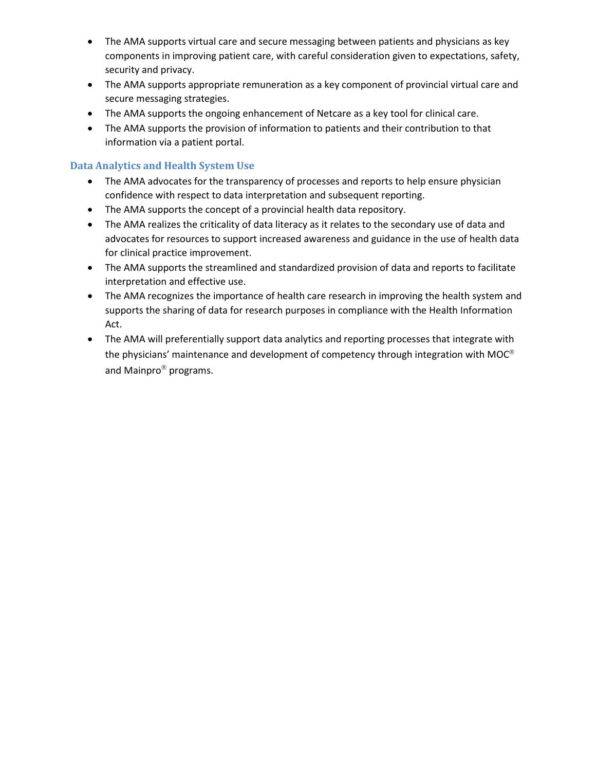- The AMA supports virtual care and secure messaging between patients and physicians as key components in improving patient care, with careful consideration given to expectations, safety, security and privacy.
- The AMA supports appropriate remuneration as a key component of provincial virtual care and secure messaging strategies.
- The AMA supports the ongoing enhancement of Netcare as a key tool for clinical care.
- The AMA supports the provision of information to patients and their contribution to that information via a patient portal.

### Data Analytics and Health System Use

- The AMA advocates for the transparency of processes and reports to help ensure physician confidence with respect to data interpretation and subsequent reporting.
- The AMA supports the concept of a provincial health data repository.
- The AMA realizes the criticality of data literacy as it relates to the secondary use of data and advocates for resources to support increased awareness and guidance in the use of health data for clinical practice improvement.
- The AMA supports the streamlined and standardized provision of data and reports to facilitate interpretation and effective use.
- The AMA recognizes the importance of health care research in improving the health system and supports the sharing of data for research purposes in compliance with the Health Information Act.
- The AMA will preferentially support data analytics and reporting processes that integrate with the physicians' maintenance and development of competency through integration with MOC® and Mainpro® programs.